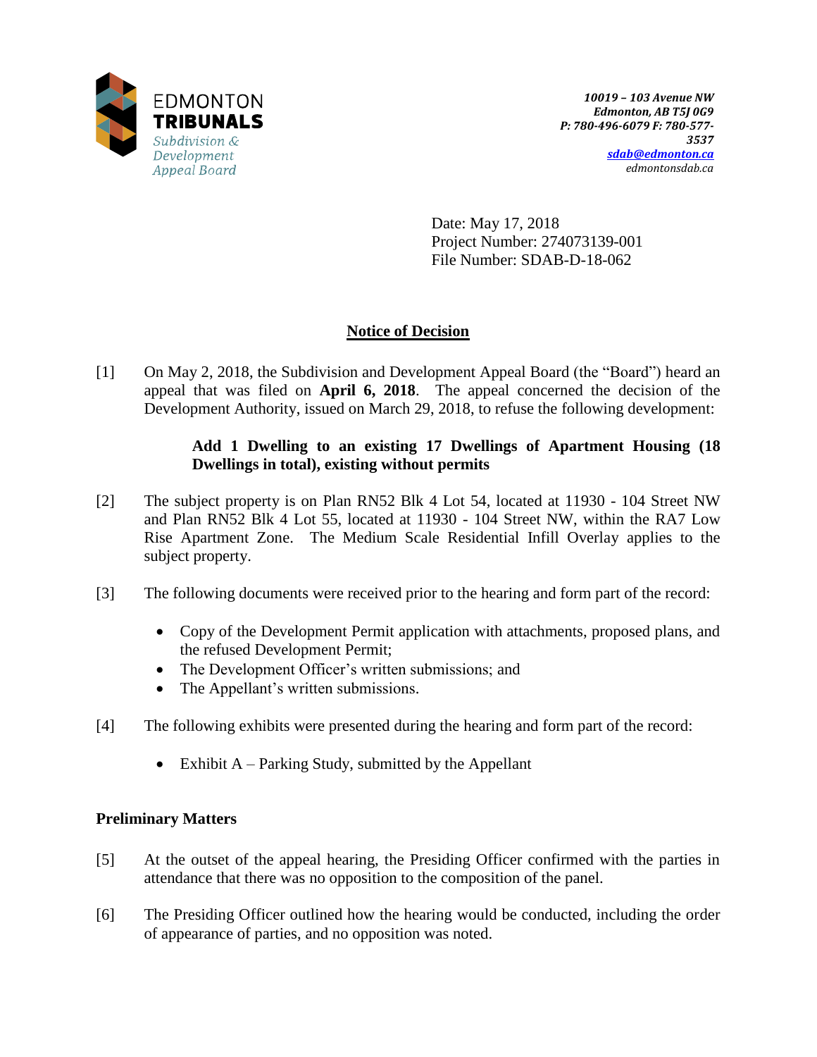EDMONTON **TRIBUNALS**
*Subdivision & Development Appeal Board*

***10019 – 103 Avenue NW***
***Edmonton, AB T5J 0G9***
***P: 780-496-6079 F: 780-577-3537***
***sdab@edmonton.ca***
*edmontonsdab.ca*

Date: May 17, 2018
Project Number: 274073139-001
File Number: SDAB-D-18-062

## Notice of Decision

[1] On May 2, 2018, the Subdivision and Development Appeal Board (the "Board") heard an appeal that was filed on **April 6, 2018**. The appeal concerned the decision of the Development Authority, issued on March 29, 2018, to refuse the following development:

> **Add 1 Dwelling to an existing 17 Dwellings of Apartment Housing (18 Dwellings in total), existing without permits**

[2] The subject property is on Plan RN52 Blk 4 Lot 54, located at 11930 - 104 Street NW and Plan RN52 Blk 4 Lot 55, located at 11930 - 104 Street NW, within the RA7 Low Rise Apartment Zone. The Medium Scale Residential Infill Overlay applies to the subject property.

[3] The following documents were received prior to the hearing and form part of the record:

- Copy of the Development Permit application with attachments, proposed plans, and the refused Development Permit;
- The Development Officer's written submissions; and
- The Appellant's written submissions.

[4] The following exhibits were presented during the hearing and form part of the record:

- Exhibit A – Parking Study, submitted by the Appellant

### Preliminary Matters

[5] At the outset of the appeal hearing, the Presiding Officer confirmed with the parties in attendance that there was no opposition to the composition of the panel.

[6] The Presiding Officer outlined how the hearing would be conducted, including the order of appearance of parties, and no opposition was noted.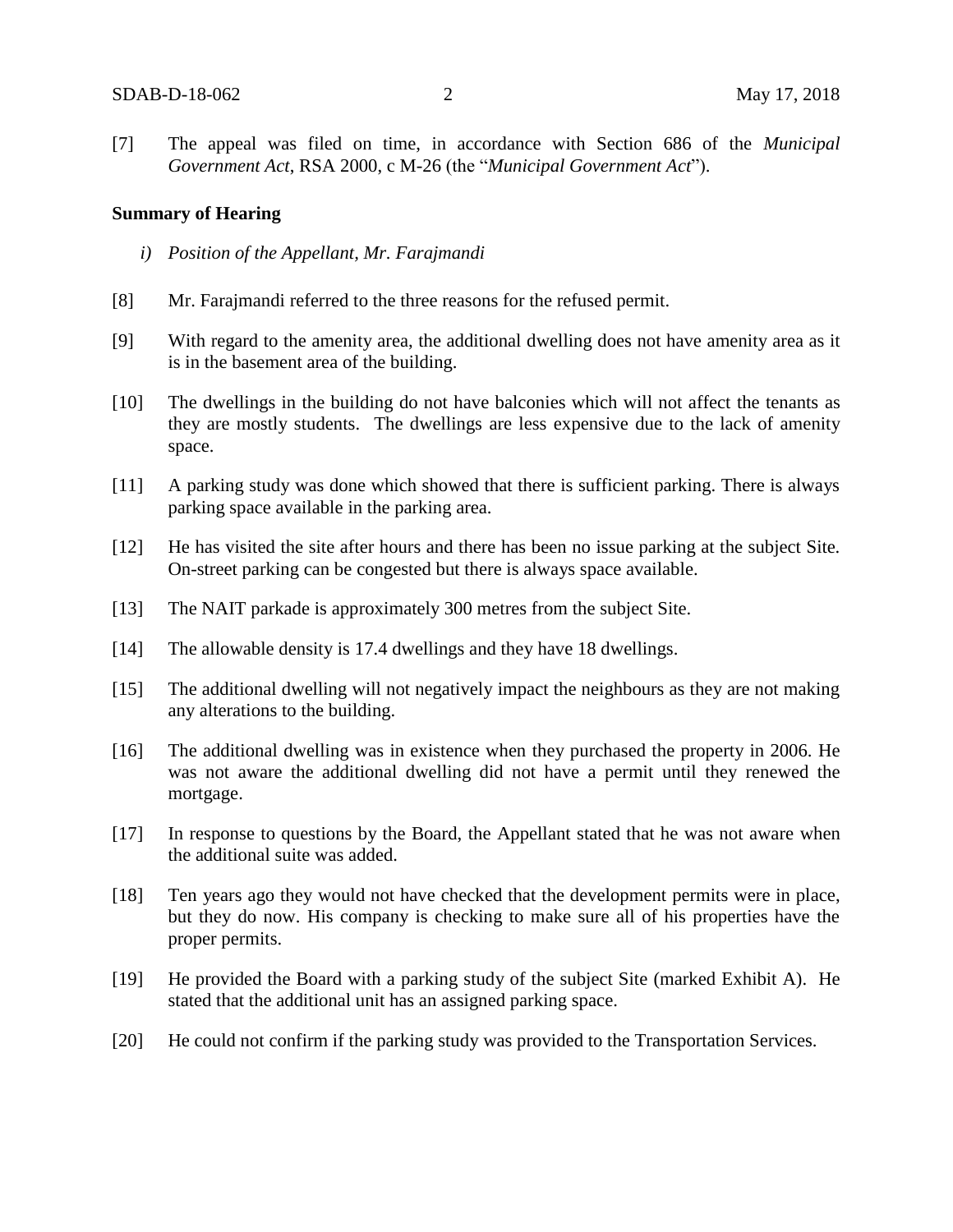[7] The appeal was filed on time, in accordance with Section 686 of the *Municipal Government Act*, RSA 2000, c M-26 (the "*Municipal Government Act*").

**Summary of Hearing**

*i) Position of the Appellant, Mr. Farajmandi*

[8] Mr. Farajmandi referred to the three reasons for the refused permit.

[9] With regard to the amenity area, the additional dwelling does not have amenity area as it is in the basement area of the building.

[10] The dwellings in the building do not have balconies which will not affect the tenants as they are mostly students. The dwellings are less expensive due to the lack of amenity space.

[11] A parking study was done which showed that there is sufficient parking. There is always parking space available in the parking area.

[12] He has visited the site after hours and there has been no issue parking at the subject Site. On-street parking can be congested but there is always space available.

[13] The NAIT parkade is approximately 300 metres from the subject Site.

[14] The allowable density is 17.4 dwellings and they have 18 dwellings.

[15] The additional dwelling will not negatively impact the neighbours as they are not making any alterations to the building.

[16] The additional dwelling was in existence when they purchased the property in 2006. He was not aware the additional dwelling did not have a permit until they renewed the mortgage.

[17] In response to questions by the Board, the Appellant stated that he was not aware when the additional suite was added.

[18] Ten years ago they would not have checked that the development permits were in place, but they do now. His company is checking to make sure all of his properties have the proper permits.

[19] He provided the Board with a parking study of the subject Site (marked Exhibit A). He stated that the additional unit has an assigned parking space.

[20] He could not confirm if the parking study was provided to the Transportation Services.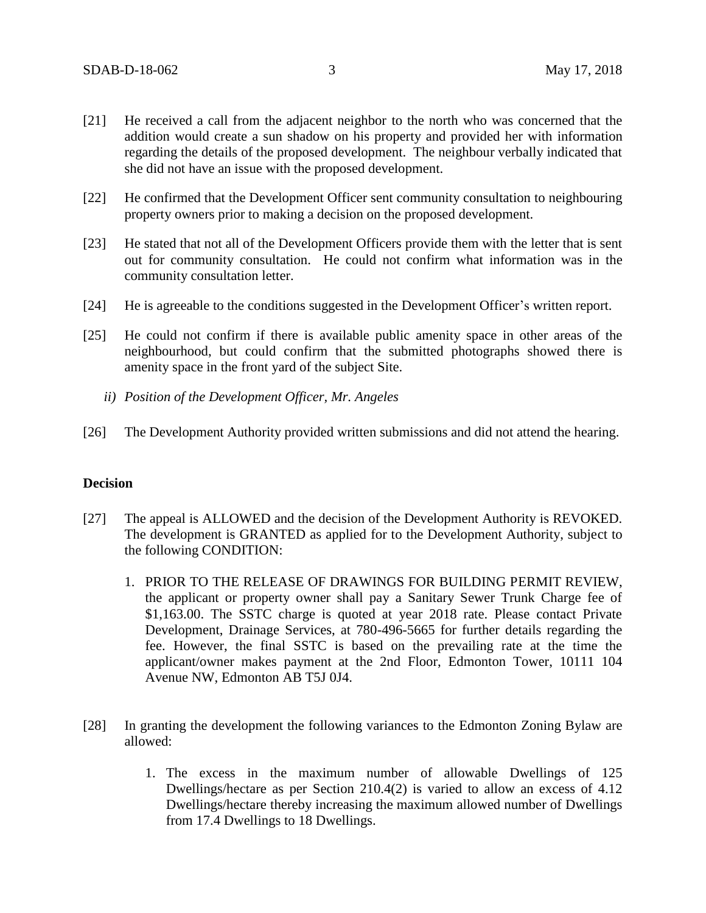[21] He received a call from the adjacent neighbor to the north who was concerned that the addition would create a sun shadow on his property and provided her with information regarding the details of the proposed development. The neighbour verbally indicated that she did not have an issue with the proposed development.

[22] He confirmed that the Development Officer sent community consultation to neighbouring property owners prior to making a decision on the proposed development.

[23] He stated that not all of the Development Officers provide them with the letter that is sent out for community consultation. He could not confirm what information was in the community consultation letter.

[24] He is agreeable to the conditions suggested in the Development Officer's written report.

[25] He could not confirm if there is available public amenity space in other areas of the neighbourhood, but could confirm that the submitted photographs showed there is amenity space in the front yard of the subject Site.

*ii) Position of the Development Officer, Mr. Angeles*

[26] The Development Authority provided written submissions and did not attend the hearing.

**Decision**

[27] The appeal is ALLOWED and the decision of the Development Authority is REVOKED. The development is GRANTED as applied for to the Development Authority, subject to the following CONDITION:

1. PRIOR TO THE RELEASE OF DRAWINGS FOR BUILDING PERMIT REVIEW, the applicant or property owner shall pay a Sanitary Sewer Trunk Charge fee of $1,163.00. The SSTC charge is quoted at year 2018 rate. Please contact Private Development, Drainage Services, at 780-496-5665 for further details regarding the fee. However, the final SSTC is based on the prevailing rate at the time the applicant/owner makes payment at the 2nd Floor, Edmonton Tower, 10111 104 Avenue NW, Edmonton AB T5J 0J4.

[28] In granting the development the following variances to the Edmonton Zoning Bylaw are allowed:

1. The excess in the maximum number of allowable Dwellings of 125 Dwellings/hectare as per Section 210.4(2) is varied to allow an excess of 4.12 Dwellings/hectare thereby increasing the maximum allowed number of Dwellings from 17.4 Dwellings to 18 Dwellings.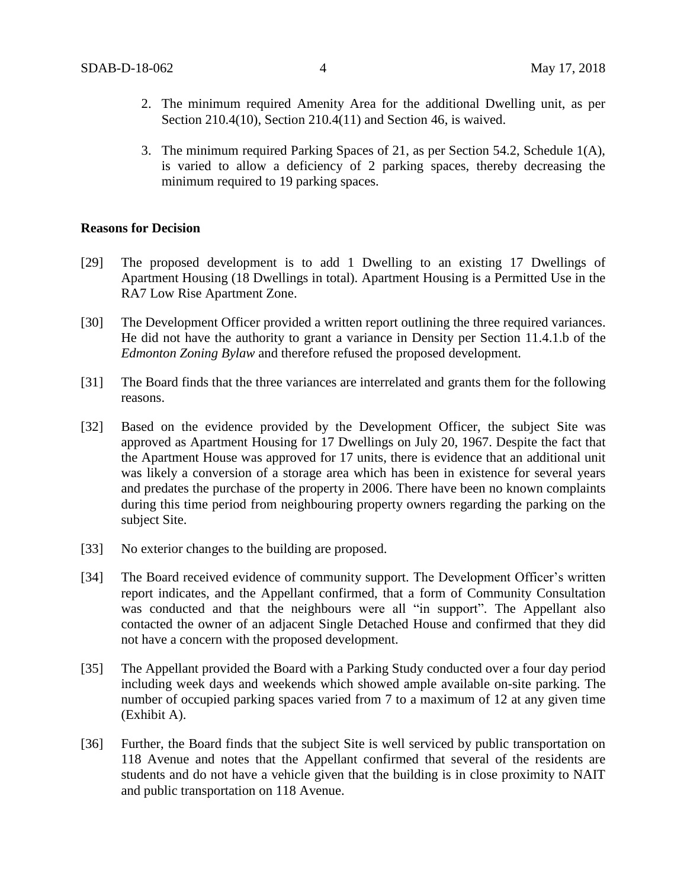2. The minimum required Amenity Area for the additional Dwelling unit, as per Section 210.4(10), Section 210.4(11) and Section 46, is waived.

3. The minimum required Parking Spaces of 21, as per Section 54.2, Schedule 1(A), is varied to allow a deficiency of 2 parking spaces, thereby decreasing the minimum required to 19 parking spaces.

**Reasons for Decision**

[29] The proposed development is to add 1 Dwelling to an existing 17 Dwellings of Apartment Housing (18 Dwellings in total). Apartment Housing is a Permitted Use in the RA7 Low Rise Apartment Zone.

[30] The Development Officer provided a written report outlining the three required variances. He did not have the authority to grant a variance in Density per Section 11.4.1.b of the *Edmonton Zoning Bylaw* and therefore refused the proposed development.

[31] The Board finds that the three variances are interrelated and grants them for the following reasons.

[32] Based on the evidence provided by the Development Officer, the subject Site was approved as Apartment Housing for 17 Dwellings on July 20, 1967. Despite the fact that the Apartment House was approved for 17 units, there is evidence that an additional unit was likely a conversion of a storage area which has been in existence for several years and predates the purchase of the property in 2006. There have been no known complaints during this time period from neighbouring property owners regarding the parking on the subject Site.

[33] No exterior changes to the building are proposed.

[34] The Board received evidence of community support. The Development Officer's written report indicates, and the Appellant confirmed, that a form of Community Consultation was conducted and that the neighbours were all "in support". The Appellant also contacted the owner of an adjacent Single Detached House and confirmed that they did not have a concern with the proposed development.

[35] The Appellant provided the Board with a Parking Study conducted over a four day period including week days and weekends which showed ample available on-site parking. The number of occupied parking spaces varied from 7 to a maximum of 12 at any given time (Exhibit A).

[36] Further, the Board finds that the subject Site is well serviced by public transportation on 118 Avenue and notes that the Appellant confirmed that several of the residents are students and do not have a vehicle given that the building is in close proximity to NAIT and public transportation on 118 Avenue.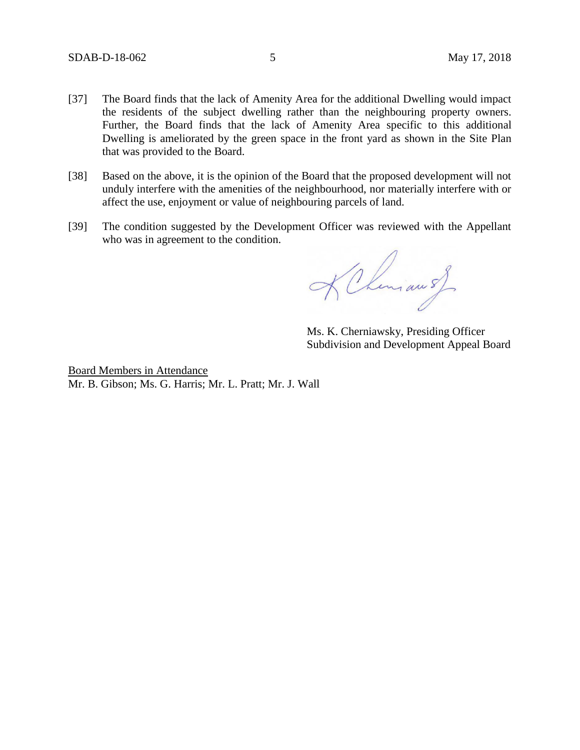[37] The Board finds that the lack of Amenity Area for the additional Dwelling would impact the residents of the subject dwelling rather than the neighbouring property owners. Further, the Board finds that the lack of Amenity Area specific to this additional Dwelling is ameliorated by the green space in the front yard as shown in the Site Plan that was provided to the Board.

[38] Based on the above, it is the opinion of the Board that the proposed development will not unduly interfere with the amenities of the neighbourhood, nor materially interfere with or affect the use, enjoyment or value of neighbouring parcels of land.

[39] The condition suggested by the Development Officer was reviewed with the Appellant who was in agreement to the condition.

Ms. K. Cherniawsky, Presiding Officer
Subdivision and Development Appeal Board

Board Members in Attendance
Mr. B. Gibson; Ms. G. Harris; Mr. L. Pratt; Mr. J. Wall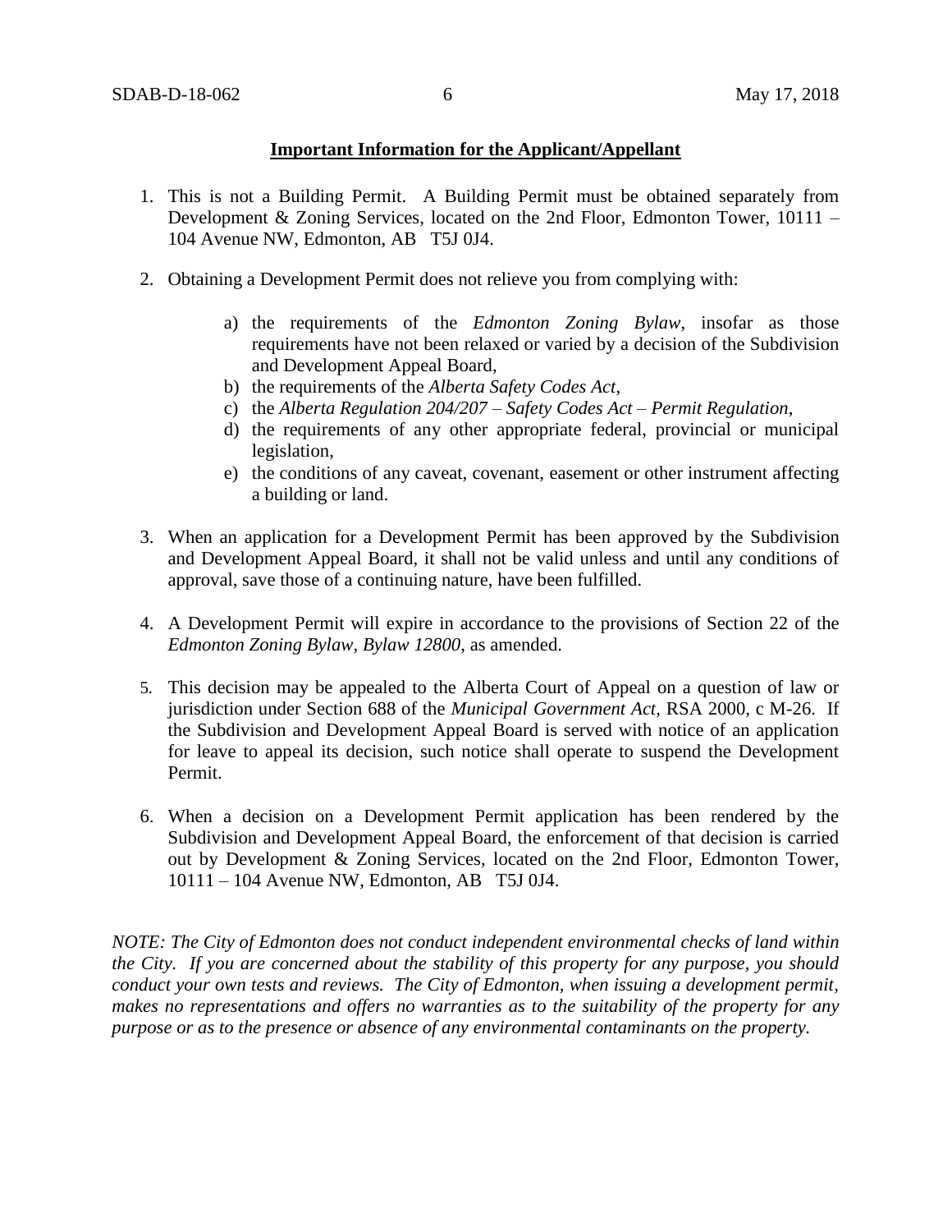**Important Information for the Applicant/Appellant**

1. This is not a Building Permit. A Building Permit must be obtained separately from Development & Zoning Services, located on the 2nd Floor, Edmonton Tower, 10111 – 104 Avenue NW, Edmonton, AB T5J 0J4.

2. Obtaining a Development Permit does not relieve you from complying with:

    a) the requirements of the *Edmonton Zoning Bylaw*, insofar as those requirements have not been relaxed or varied by a decision of the Subdivision and Development Appeal Board,
    b) the requirements of the *Alberta Safety Codes Act*,
    c) the *Alberta Regulation 204/207 – Safety Codes Act – Permit Regulation*,
    d) the requirements of any other appropriate federal, provincial or municipal legislation,
    e) the conditions of any caveat, covenant, easement or other instrument affecting a building or land.

3. When an application for a Development Permit has been approved by the Subdivision and Development Appeal Board, it shall not be valid unless and until any conditions of approval, save those of a continuing nature, have been fulfilled.

4. A Development Permit will expire in accordance to the provisions of Section 22 of the *Edmonton Zoning Bylaw, Bylaw 12800*, as amended.

5. This decision may be appealed to the Alberta Court of Appeal on a question of law or jurisdiction under Section 688 of the *Municipal Government Act*, RSA 2000, c M-26. If the Subdivision and Development Appeal Board is served with notice of an application for leave to appeal its decision, such notice shall operate to suspend the Development Permit.

6. When a decision on a Development Permit application has been rendered by the Subdivision and Development Appeal Board, the enforcement of that decision is carried out by Development & Zoning Services, located on the 2nd Floor, Edmonton Tower, 10111 – 104 Avenue NW, Edmonton, AB T5J 0J4.

*NOTE: The City of Edmonton does not conduct independent environmental checks of land within the City. If you are concerned about the stability of this property for any purpose, you should conduct your own tests and reviews. The City of Edmonton, when issuing a development permit, makes no representations and offers no warranties as to the suitability of the property for any purpose or as to the presence or absence of any environmental contaminants on the property.*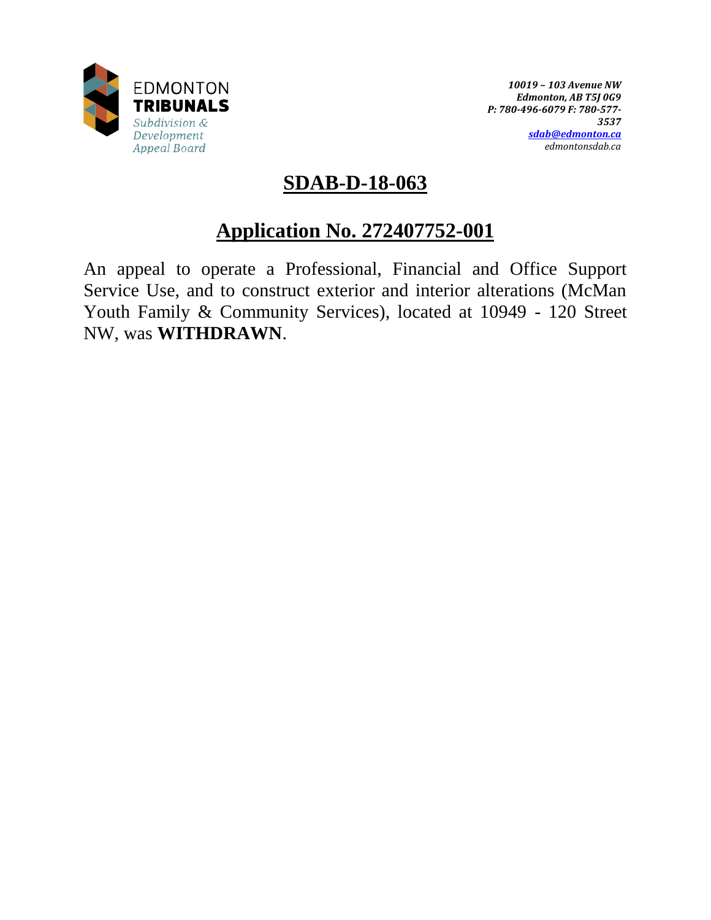EDMONTON
**TRIBUNALS**
*Subdivision & Development Appeal Board*

***10019 – 103 Avenue NW***
***Edmonton, AB T5J 0G9***
***P: 780-496-6079 F: 780-577-3537***
***sdab@edmonton.ca***
*edmontonsdab.ca*

# SDAB-D-18-063

## Application No. 272407752-001

An appeal to operate a Professional, Financial and Office Support Service Use, and to construct exterior and interior alterations (McMan Youth Family & Community Services), located at 10949 - 120 Street NW, was **WITHDRAWN**.